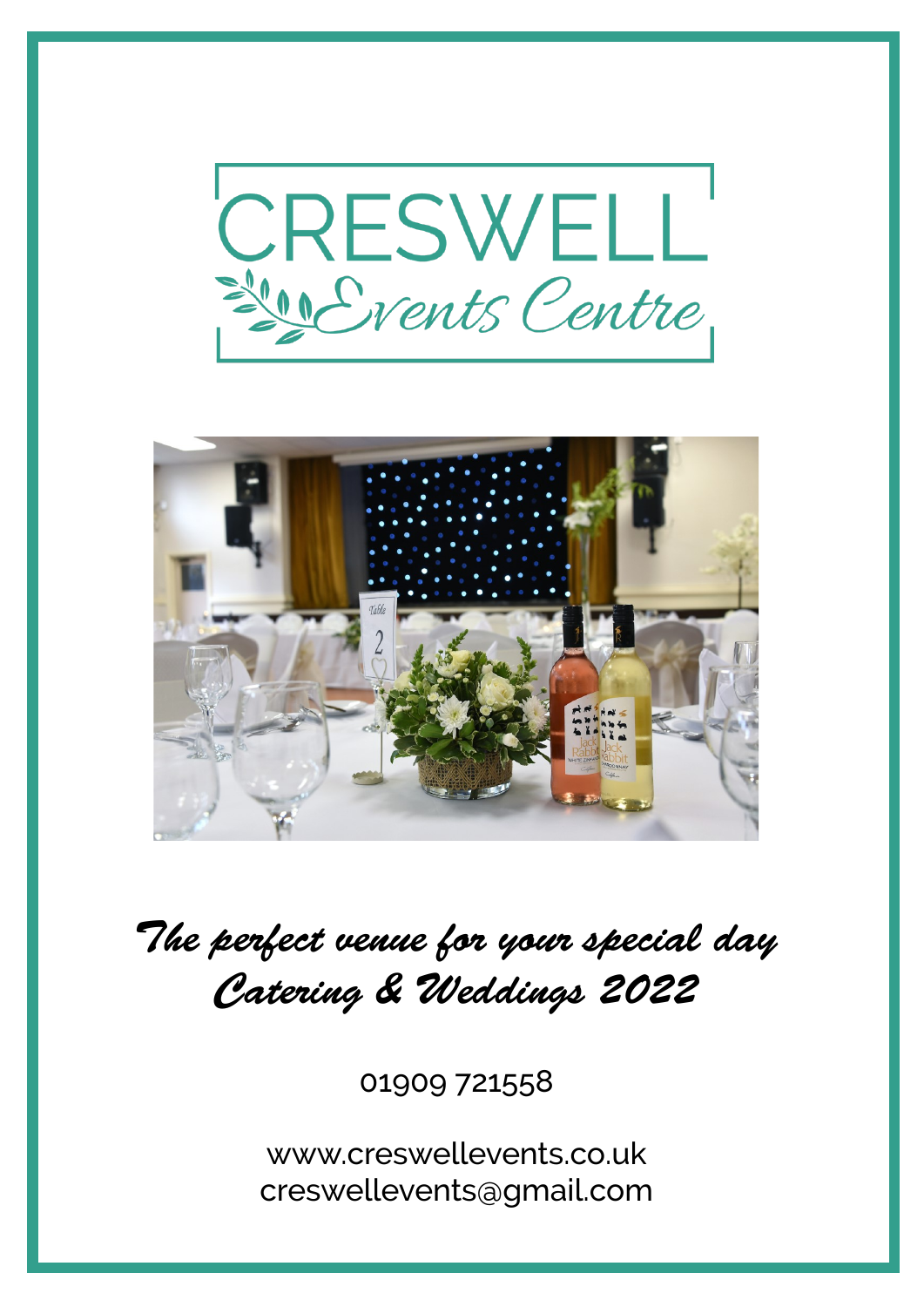# CRESWELL

## Events Centre

*The perfect venue for your special day*

*Catering & Weddings 2022*

01909 721558

www.creswellevents.co.uk

creswellevents@gmail.com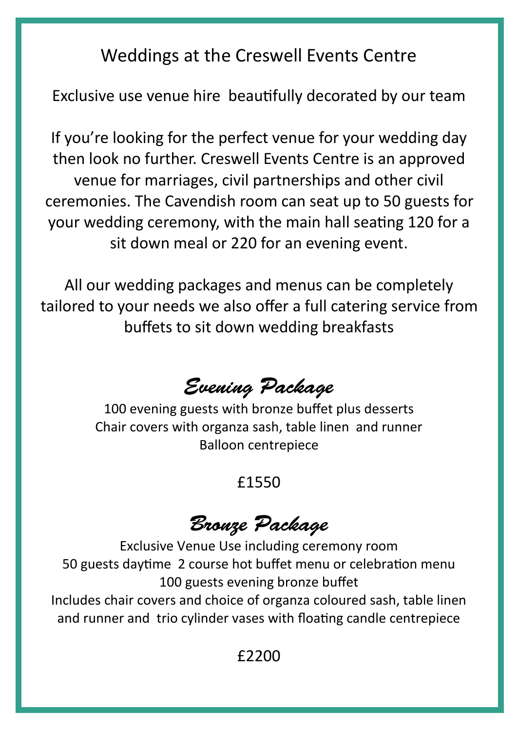# Weddings at the Creswell Events Centre

Exclusive use venue hire beautifully decorated by our team

If you're looking for the perfect venue for your wedding day then look no further. Creswell Events Centre is an approved venue for marriages, civil partnerships and other civil ceremonies. The Cavendish room can seat up to 50 guests for your wedding ceremony, with the main hall seating 120 for a sit down meal or 220 for an evening event.

All our wedding packages and menus can be completely tailored to your needs we also offer a full catering service from buffets to sit down wedding breakfasts

## *Evening Package*

100 evening guests with bronze buffet plus desserts
Chair covers with organza sash, table linen and runner
Balloon centrepiece

£1550

## *Bronze Package*

Exclusive Venue Use including ceremony room
50 guests daytime 2 course hot buffet menu or celebration menu
100 guests evening bronze buffet
Includes chair covers and choice of organza coloured sash, table linen and runner and trio cylinder vases with floating candle centrepiece

£2200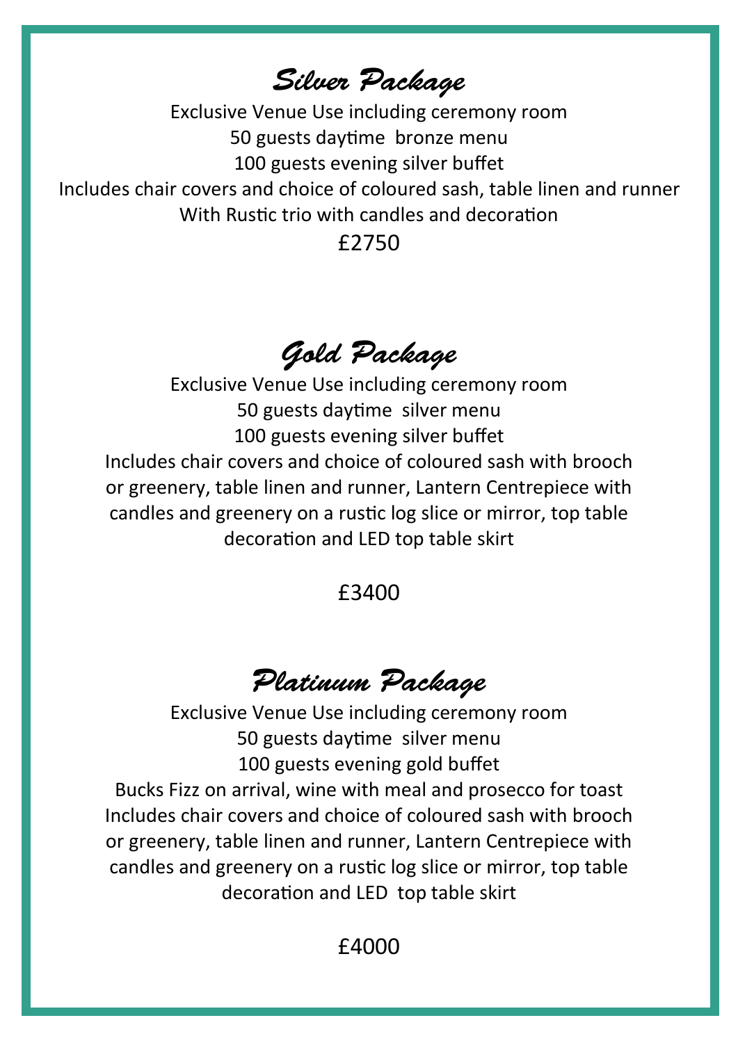## *Silver Package*

Exclusive Venue Use including ceremony room

50 guests daytime bronze menu

100 guests evening silver buffet

Includes chair covers and choice of coloured sash, table linen and runner

With Rustic trio with candles and decoration

£2750

## *Gold Package*

Exclusive Venue Use including ceremony room

50 guests daytime silver menu

100 guests evening silver buffet

Includes chair covers and choice of coloured sash with brooch or greenery, table linen and runner, Lantern Centrepiece with candles and greenery on a rustic log slice or mirror, top table decoration and LED top table skirt

£3400

## *Platinum Package*

Exclusive Venue Use including ceremony room

50 guests daytime silver menu

100 guests evening gold buffet

Bucks Fizz on arrival, wine with meal and prosecco for toast

Includes chair covers and choice of coloured sash with brooch or greenery, table linen and runner, Lantern Centrepiece with candles and greenery on a rustic log slice or mirror, top table decoration and LED top table skirt

£4000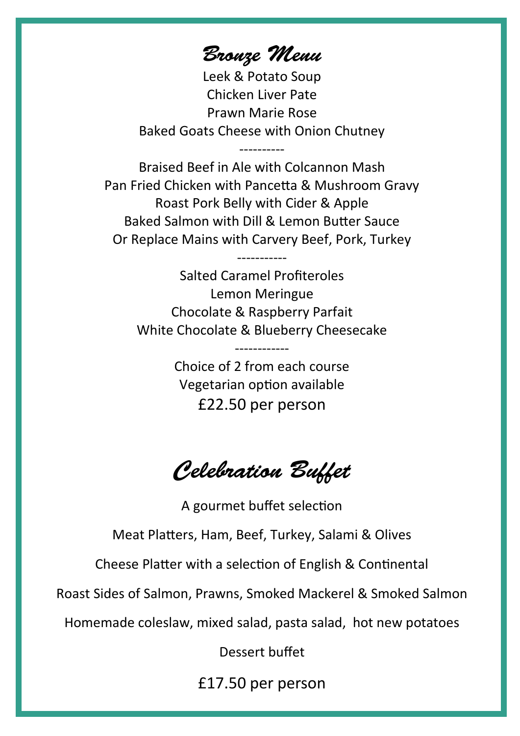# *Bronze Menu*

Leek & Potato Soup
Chicken Liver Pate
Prawn Marie Rose
Baked Goats Cheese with Onion Chutney

----------

Braised Beef in Ale with Colcannon Mash
Pan Fried Chicken with Pancetta & Mushroom Gravy
Roast Pork Belly with Cider & Apple
Baked Salmon with Dill & Lemon Butter Sauce
Or Replace Mains with Carvery Beef, Pork, Turkey

-----------

Salted Caramel Profiteroles
Lemon Meringue
Chocolate & Raspberry Parfait
White Chocolate & Blueberry Cheesecake

------------

Choice of 2 from each course
Vegetarian option available
£22.50 per person

# *Celebration Buffet*

A gourmet buffet selection

Meat Platters, Ham, Beef, Turkey, Salami & Olives

Cheese Platter with a selection of English & Continental

Roast Sides of Salmon, Prawns, Smoked Mackerel & Smoked Salmon

Homemade coleslaw, mixed salad, pasta salad, hot new potatoes

Dessert buffet

£17.50 per person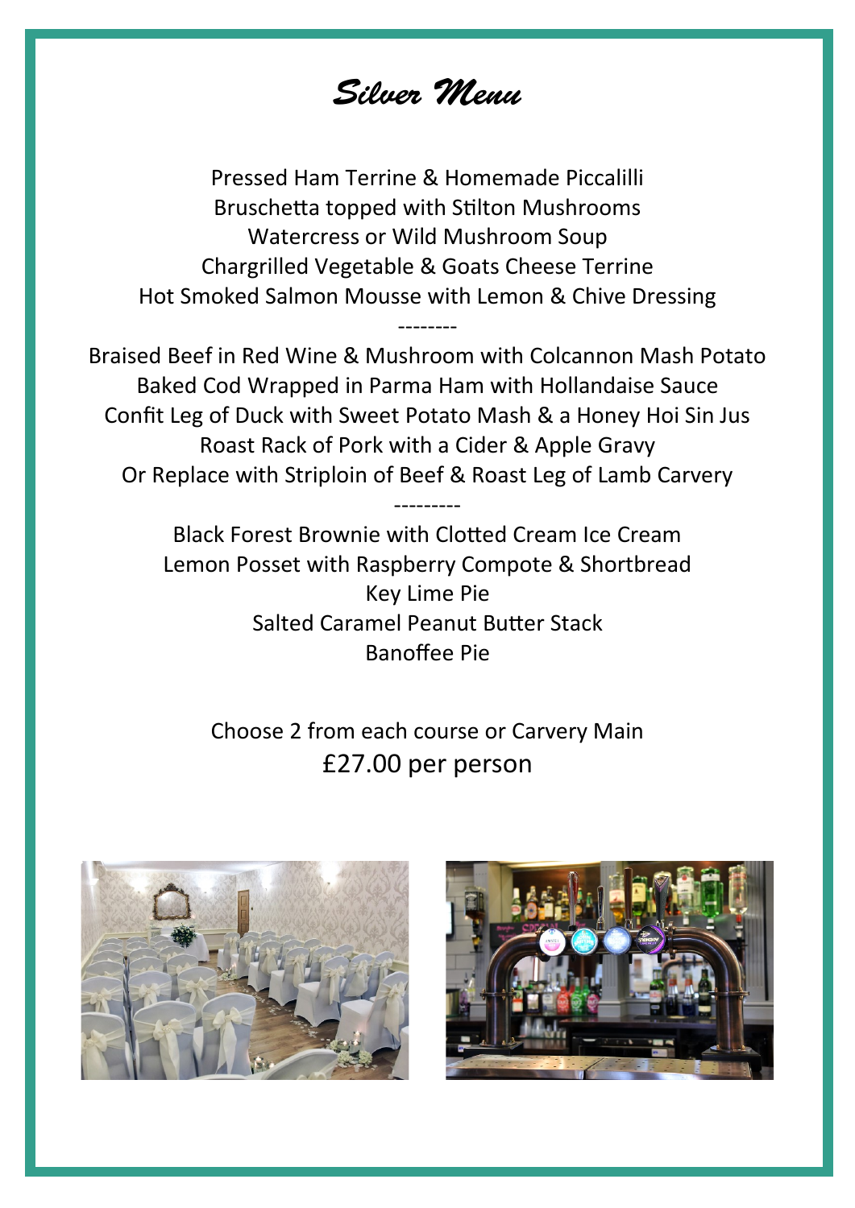# *Silver Menu*

Pressed Ham Terrine & Homemade Piccalilli
Bruschetta topped with Stilton Mushrooms
Watercress or Wild Mushroom Soup
Chargrilled Vegetable & Goats Cheese Terrine
Hot Smoked Salmon Mousse with Lemon & Chive Dressing

--------

Braised Beef in Red Wine & Mushroom with Colcannon Mash Potato
Baked Cod Wrapped in Parma Ham with Hollandaise Sauce
Confit Leg of Duck with Sweet Potato Mash & a Honey Hoi Sin Jus
Roast Rack of Pork with a Cider & Apple Gravy
Or Replace with Striploin of Beef & Roast Leg of Lamb Carvery

---------

Black Forest Brownie with Clotted Cream Ice Cream
Lemon Posset with Raspberry Compote & Shortbread
Key Lime Pie
Salted Caramel Peanut Butter Stack
Banoffee Pie

Choose 2 from each course or Carvery Main
£27.00 per person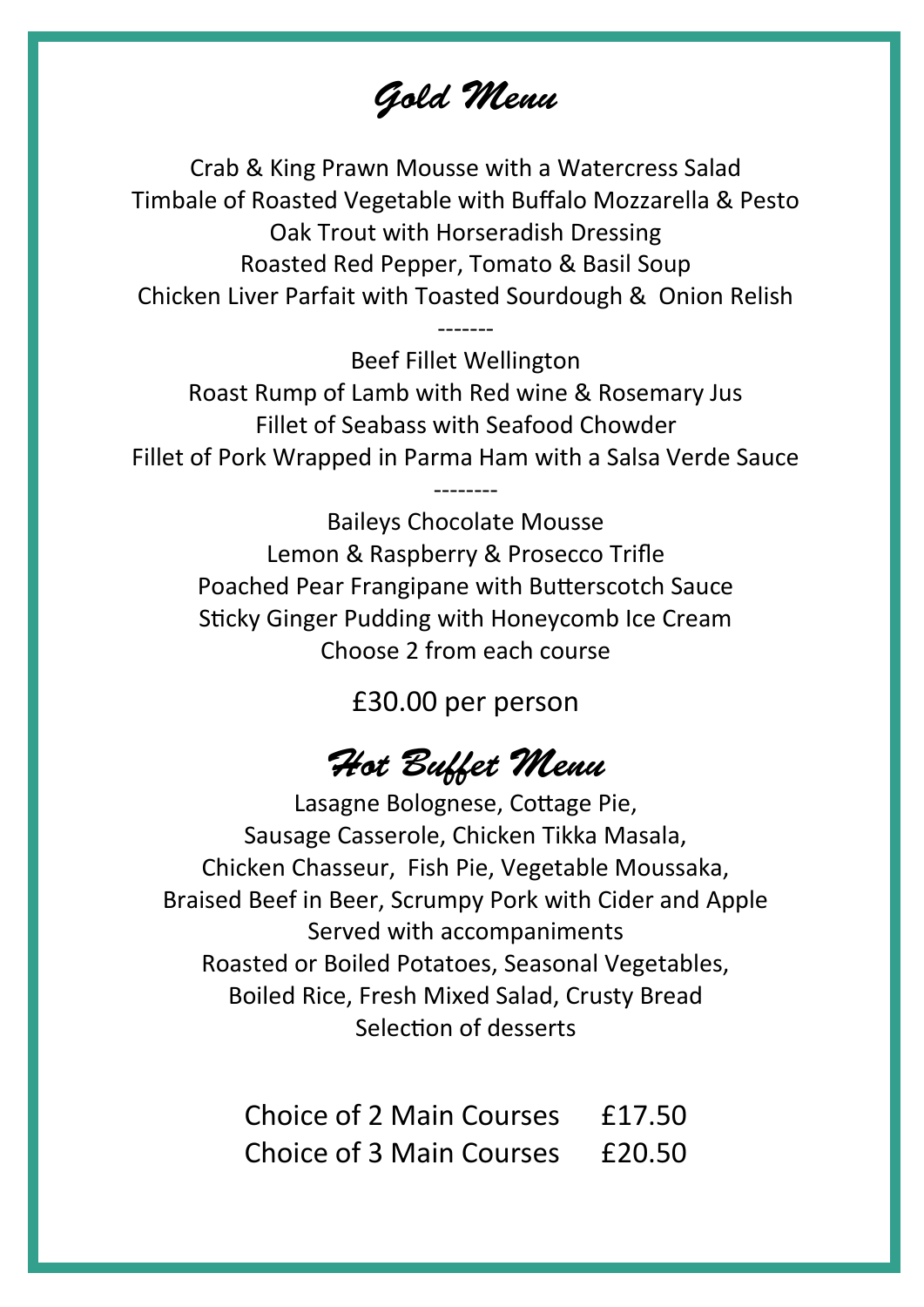# *Gold Menu*

Crab & King Prawn Mousse with a Watercress Salad
Timbale of Roasted Vegetable with Buffalo Mozzarella & Pesto
Oak Trout with Horseradish Dressing
Roasted Red Pepper, Tomato & Basil Soup
Chicken Liver Parfait with Toasted Sourdough & Onion Relish

-------

Beef Fillet Wellington
Roast Rump of Lamb with Red wine & Rosemary Jus
Fillet of Seabass with Seafood Chowder
Fillet of Pork Wrapped in Parma Ham with a Salsa Verde Sauce

--------

Baileys Chocolate Mousse
Lemon & Raspberry & Prosecco Trifle
Poached Pear Frangipane with Butterscotch Sauce
Sticky Ginger Pudding with Honeycomb Ice Cream
Choose 2 from each course

£30.00 per person

# *Hot Buffet Menu*

Lasagne Bolognese, Cottage Pie,
Sausage Casserole, Chicken Tikka Masala,
Chicken Chasseur, Fish Pie, Vegetable Moussaka,
Braised Beef in Beer, Scrumpy Pork with Cider and Apple
Served with accompaniments
Roasted or Boiled Potatoes, Seasonal Vegetables,
Boiled Rice, Fresh Mixed Salad, Crusty Bread
Selection of desserts

| | |
|---|---|
| Choice of 2 Main Courses | £17.50 |
| Choice of 3 Main Courses | £20.50 |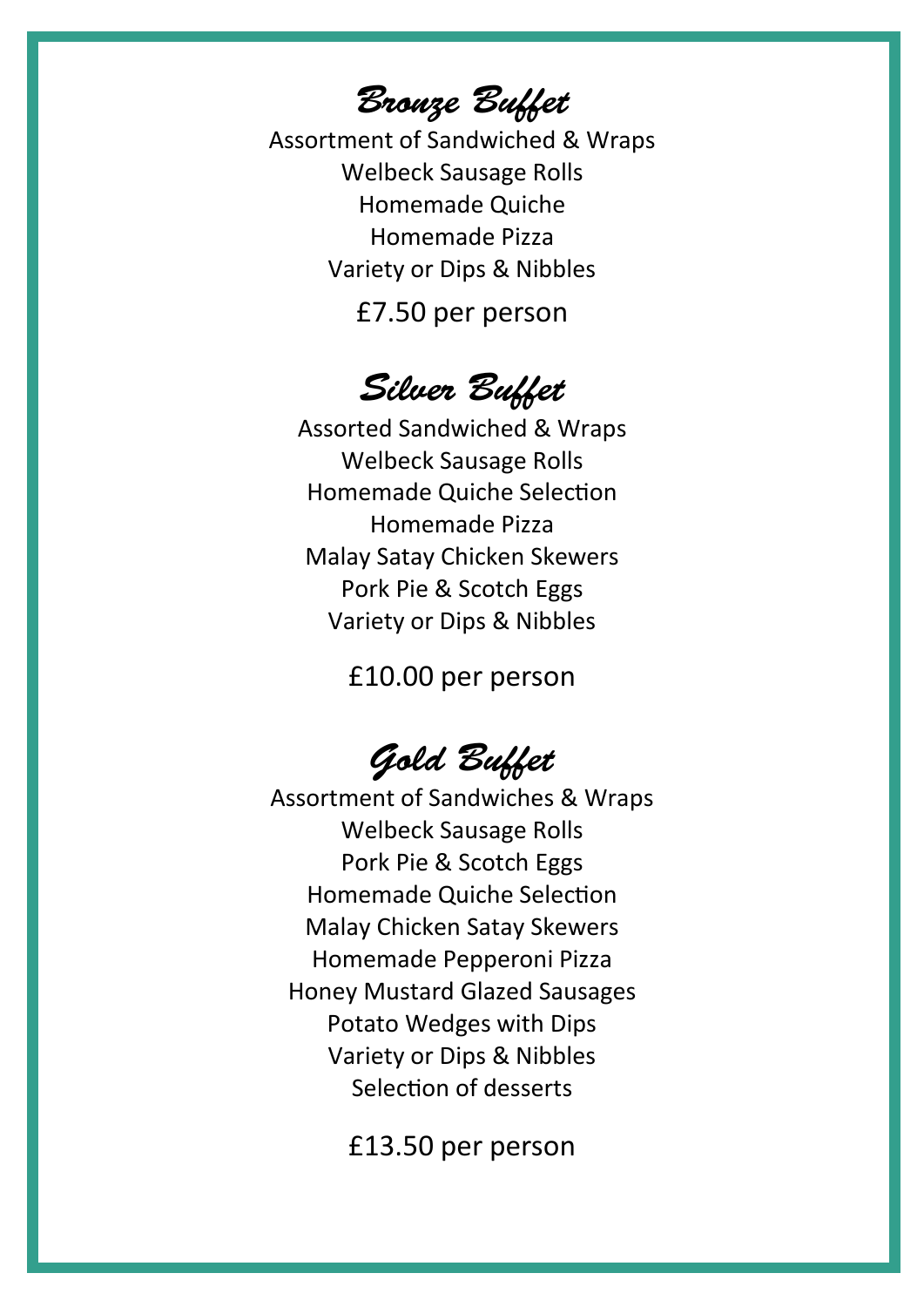## *Bronze Buffet*

Assortment of Sandwiched & Wraps
Welbeck Sausage Rolls
Homemade Quiche
Homemade Pizza
Variety or Dips & Nibbles

£7.50 per person

## *Silver Buffet*

Assorted Sandwiched & Wraps
Welbeck Sausage Rolls
Homemade Quiche Selection
Homemade Pizza
Malay Satay Chicken Skewers
Pork Pie & Scotch Eggs
Variety or Dips & Nibbles

£10.00 per person

## *Gold Buffet*

Assortment of Sandwiches & Wraps
Welbeck Sausage Rolls
Pork Pie & Scotch Eggs
Homemade Quiche Selection
Malay Chicken Satay Skewers
Homemade Pepperoni Pizza
Honey Mustard Glazed Sausages
Potato Wedges with Dips
Variety or Dips & Nibbles
Selection of desserts

£13.50 per person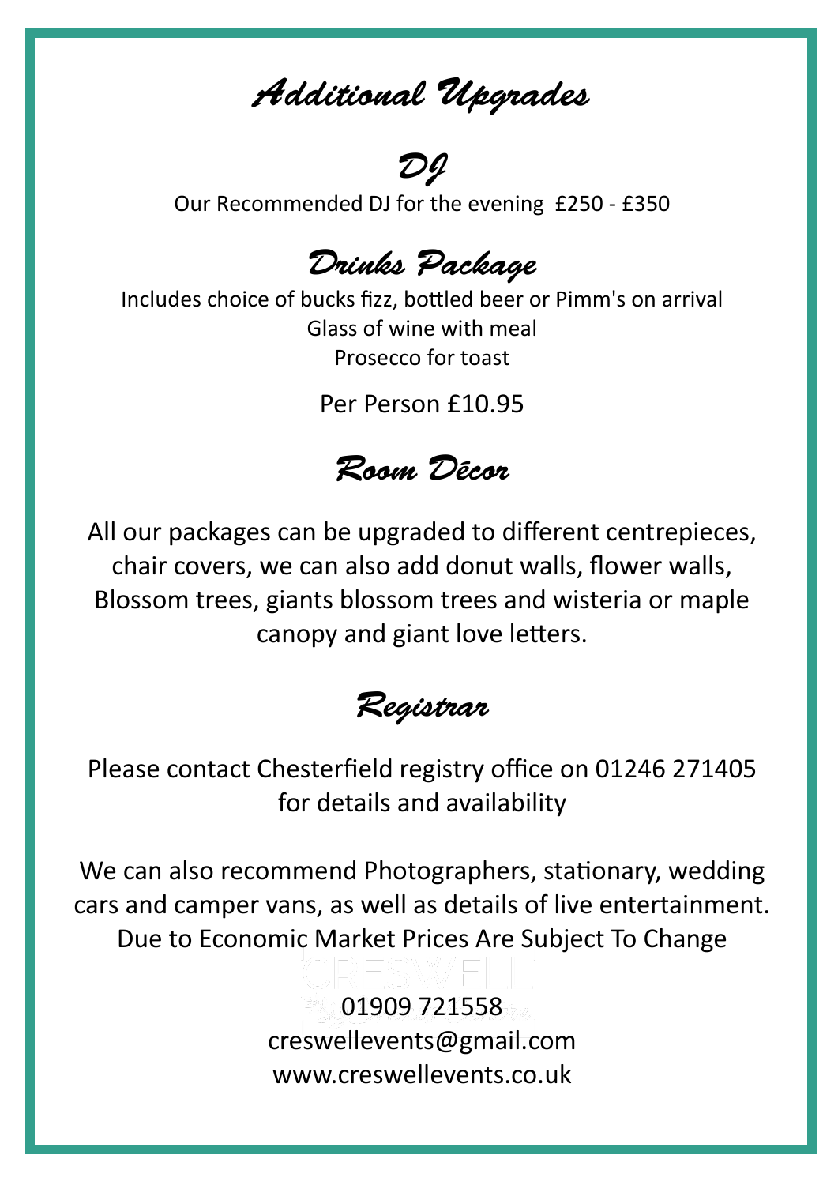# Additional Upgrades

## DJ

Our Recommended DJ for the evening £250 - £350

## Drinks Package

Includes choice of bucks fizz, bottled beer or Pimm's on arrival
Glass of wine with meal
Prosecco for toast

Per Person £10.95

## Room Décor

All our packages can be upgraded to different centrepieces, chair covers, we can also add donut walls, flower walls, Blossom trees, giants blossom trees and wisteria or maple canopy and giant love letters.

## Registrar

Please contact Chesterfield registry office on 01246 271405 for details and availability

We can also recommend Photographers, stationary, wedding cars and camper vans, as well as details of live entertainment.
Due to Economic Market Prices Are Subject To Change

01909 721558
creswellevents@gmail.com
www.creswellevents.co.uk